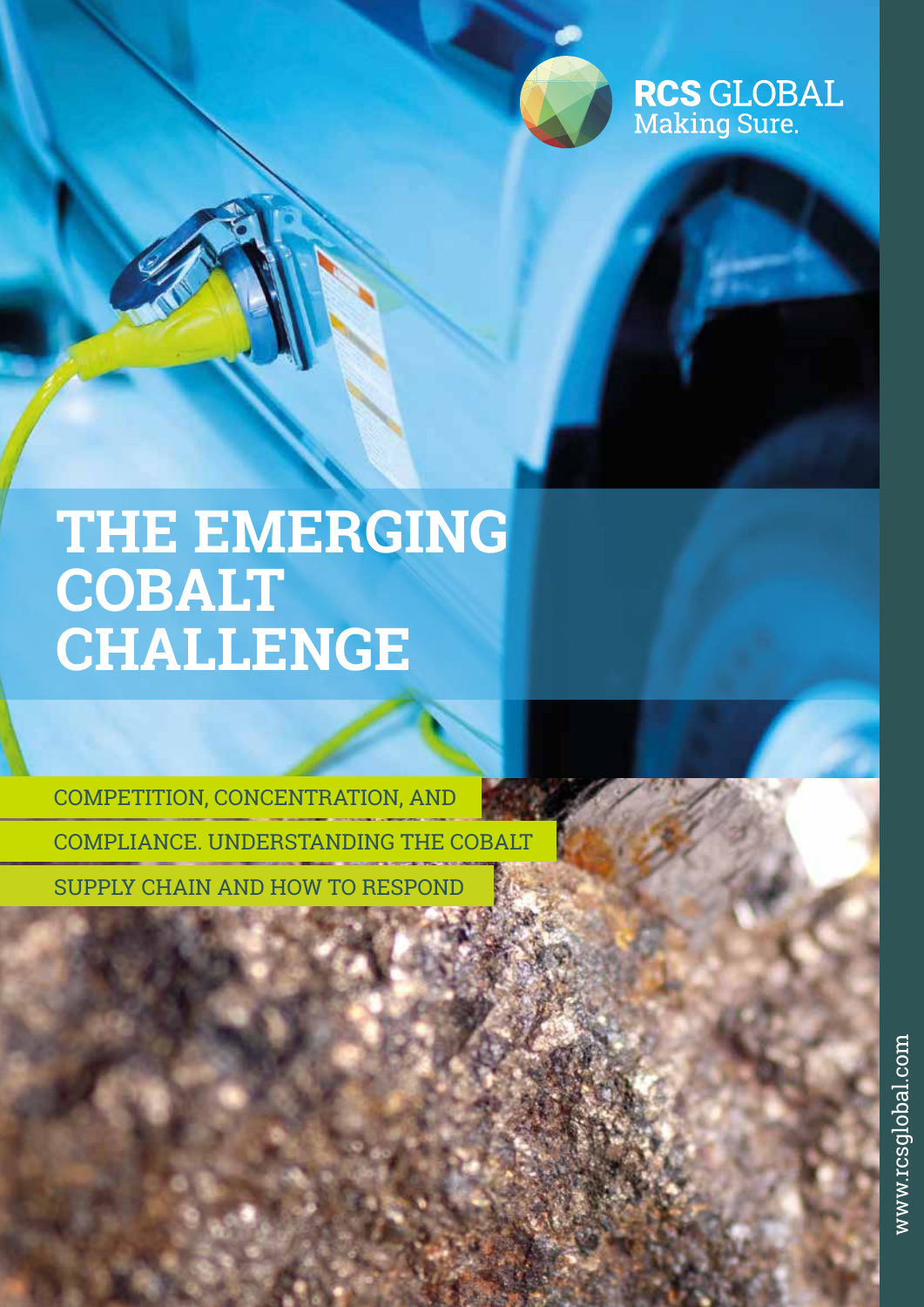RCS GLOBAL
Making Sure.

# THE EMERGING COBALT CHALLENGE

COMPETITION, CONCENTRATION, AND COMPLIANCE. UNDERSTANDING THE COBALT SUPPLY CHAIN AND HOW TO RESPOND

www.rcsglobal.com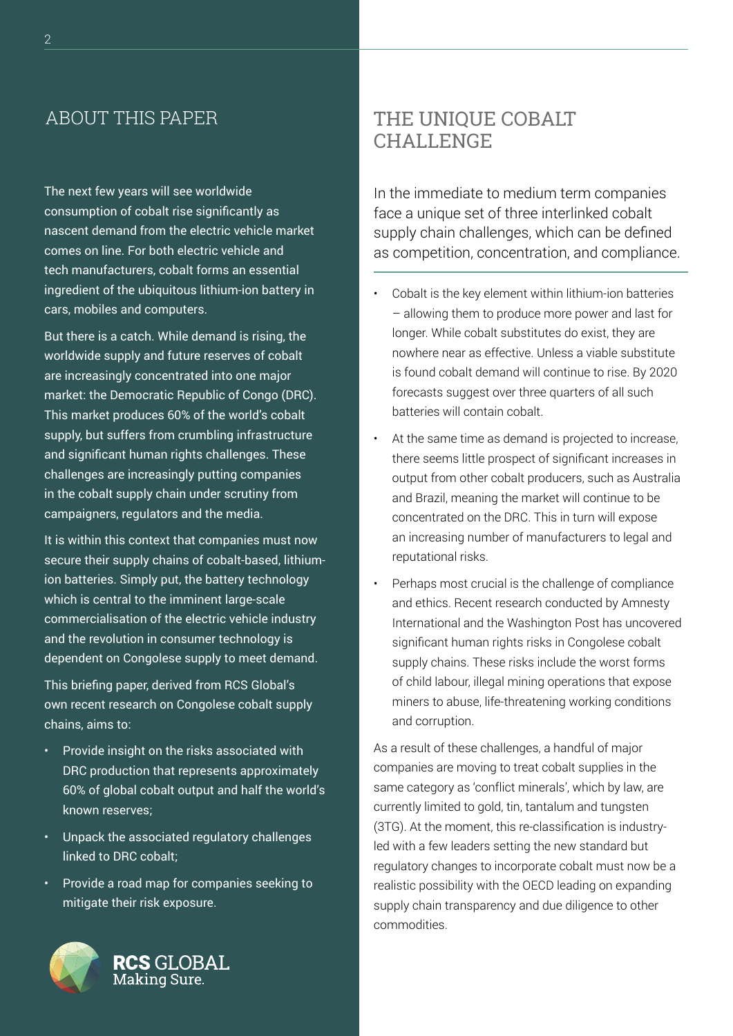## ABOUT THIS PAPER

The next few years will see worldwide consumption of cobalt rise significantly as nascent demand from the electric vehicle market comes on line. For both electric vehicle and tech manufacturers, cobalt forms an essential ingredient of the ubiquitous lithium-ion battery in cars, mobiles and computers.

But there is a catch. While demand is rising, the worldwide supply and future reserves of cobalt are increasingly concentrated into one major market: the Democratic Republic of Congo (DRC). This market produces 60% of the world's cobalt supply, but suffers from crumbling infrastructure and significant human rights challenges. These challenges are increasingly putting companies in the cobalt supply chain under scrutiny from campaigners, regulators and the media.

It is within this context that companies must now secure their supply chains of cobalt-based, lithium-ion batteries. Simply put, the battery technology which is central to the imminent large-scale commercialisation of the electric vehicle industry and the revolution in consumer technology is dependent on Congolese supply to meet demand.

This briefing paper, derived from RCS Global's own recent research on Congolese cobalt supply chains, aims to:

- Provide insight on the risks associated with DRC production that represents approximately 60% of global cobalt output and half the world's known reserves;
- Unpack the associated regulatory challenges linked to DRC cobalt;
- Provide a road map for companies seeking to mitigate their risk exposure.

**RCS** GLOBAL
Making Sure.

## THE UNIQUE COBALT CHALLENGE

In the immediate to medium term companies face a unique set of three interlinked cobalt supply chain challenges, which can be defined as competition, concentration, and compliance.

- Cobalt is the key element within lithium-ion batteries – allowing them to produce more power and last for longer. While cobalt substitutes do exist, they are nowhere near as effective. Unless a viable substitute is found cobalt demand will continue to rise. By 2020 forecasts suggest over three quarters of all such batteries will contain cobalt.
- At the same time as demand is projected to increase, there seems little prospect of significant increases in output from other cobalt producers, such as Australia and Brazil, meaning the market will continue to be concentrated on the DRC. This in turn will expose an increasing number of manufacturers to legal and reputational risks.
- Perhaps most crucial is the challenge of compliance and ethics. Recent research conducted by Amnesty International and the Washington Post has uncovered significant human rights risks in Congolese cobalt supply chains. These risks include the worst forms of child labour, illegal mining operations that expose miners to abuse, life-threatening working conditions and corruption.

As a result of these challenges, a handful of major companies are moving to treat cobalt supplies in the same category as 'conflict minerals', which by law, are currently limited to gold, tin, tantalum and tungsten (3TG). At the moment, this re-classification is industry-led with a few leaders setting the new standard but regulatory changes to incorporate cobalt must now be a realistic possibility with the OECD leading on expanding supply chain transparency and due diligence to other commodities.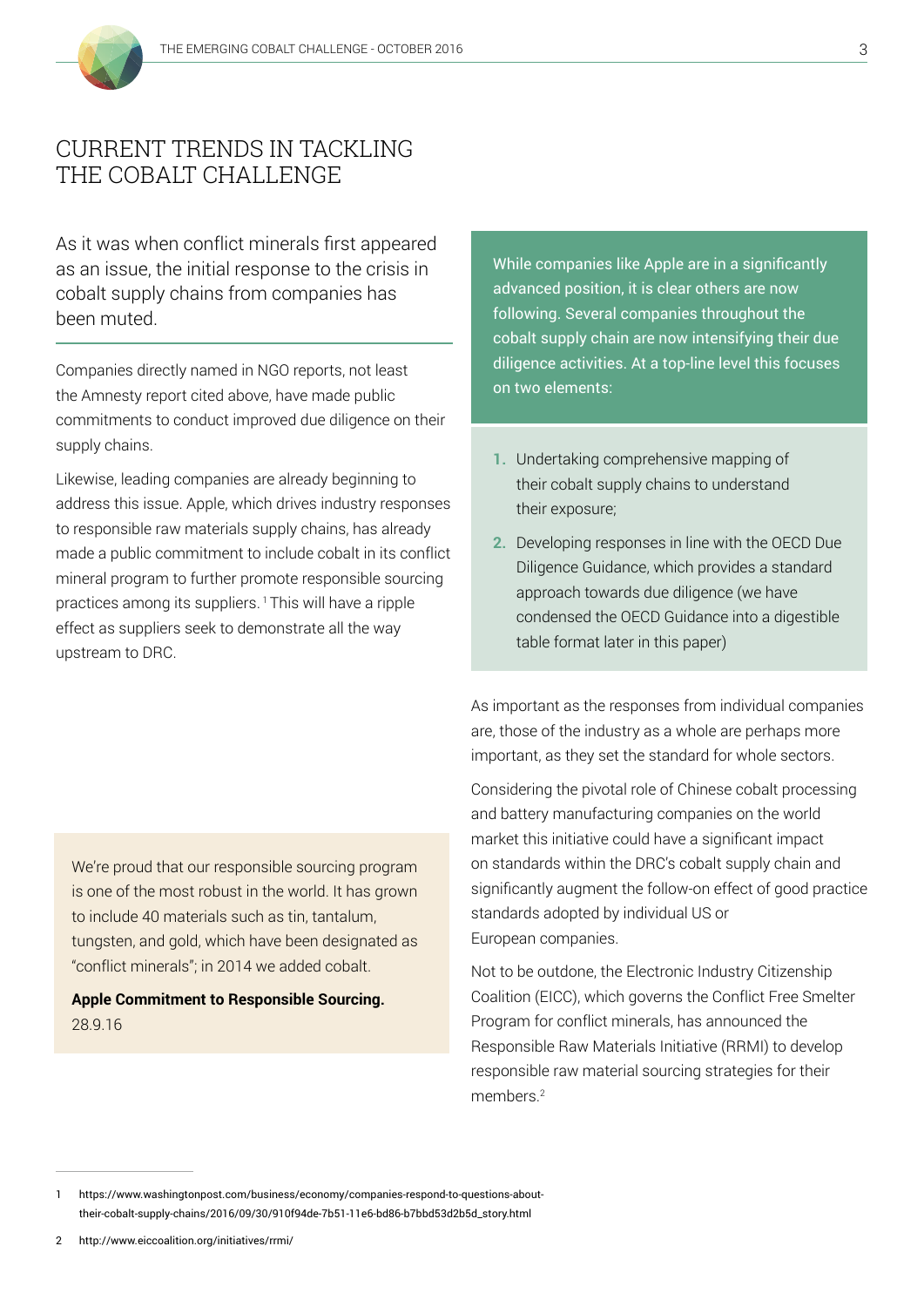# CURRENT TRENDS IN TACKLING THE COBALT CHALLENGE

As it was when conflict minerals first appeared as an issue, the initial response to the crisis in cobalt supply chains from companies has been muted.

Companies directly named in NGO reports, not least the Amnesty report cited above, have made public commitments to conduct improved due diligence on their supply chains.

Likewise, leading companies are already beginning to address this issue. Apple, which drives industry responses to responsible raw materials supply chains, has already made a public commitment to include cobalt in its conflict mineral program to further promote responsible sourcing practices among its suppliers.[1] This will have a ripple effect as suppliers seek to demonstrate all the way upstream to DRC.

> We're proud that our responsible sourcing program is one of the most robust in the world. It has grown to include 40 materials such as tin, tantalum, tungsten, and gold, which have been designated as "conflict minerals"; in 2014 we added cobalt.
>
> **Apple Commitment to Responsible Sourcing.** 28.9.16

While companies like Apple are in a significantly advanced position, it is clear others are now following. Several companies throughout the cobalt supply chain are now intensifying their due diligence activities. At a top-line level this focuses on two elements:

1. Undertaking comprehensive mapping of their cobalt supply chains to understand their exposure;
2. Developing responses in line with the OECD Due Diligence Guidance, which provides a standard approach towards due diligence (we have condensed the OECD Guidance into a digestible table format later in this paper)

As important as the responses from individual companies are, those of the industry as a whole are perhaps more important, as they set the standard for whole sectors.

Considering the pivotal role of Chinese cobalt processing and battery manufacturing companies on the world market this initiative could have a significant impact on standards within the DRC's cobalt supply chain and significantly augment the follow-on effect of good practice standards adopted by individual US or European companies.

Not to be outdone, the Electronic Industry Citizenship Coalition (EICC), which governs the Conflict Free Smelter Program for conflict minerals, has announced the Responsible Raw Materials Initiative (RRMI) to develop responsible raw material sourcing strategies for their members.[2]

---

1 https://www.washingtonpost.com/business/economy/companies-respond-to-questions-about-their-cobalt-supply-chains/2016/09/30/910f94de-7b51-11e6-bd86-b7bbd53d2b5d_story.html

2 http://www.eiccoalition.org/initiatives/rrmi/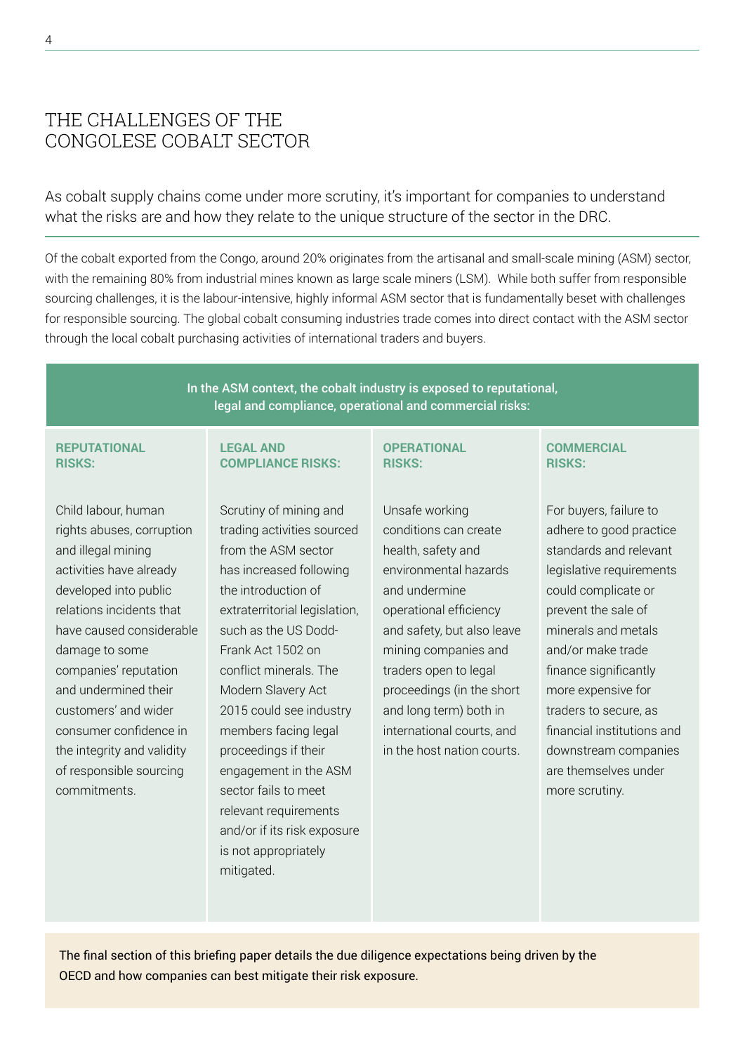## THE CHALLENGES OF THE CONGOLESE COBALT SECTOR

As cobalt supply chains come under more scrutiny, it's important for companies to understand what the risks are and how they relate to the unique structure of the sector in the DRC.

Of the cobalt exported from the Congo, around 20% originates from the artisanal and small-scale mining (ASM) sector, with the remaining 80% from industrial mines known as large scale miners (LSM). While both suffer from responsible sourcing challenges, it is the labour-intensive, highly informal ASM sector that is fundamentally beset with challenges for responsible sourcing. The global cobalt consuming industries trade comes into direct contact with the ASM sector through the local cobalt purchasing activities of international traders and buyers.

**In the ASM context, the cobalt industry is exposed to reputational, legal and compliance, operational and commercial risks:**

| REPUTATIONAL RISKS: | LEGAL AND COMPLIANCE RISKS: | OPERATIONAL RISKS: | COMMERCIAL RISKS: |
|---|---|---|---|
| Child labour, human rights abuses, corruption and illegal mining activities have already developed into public relations incidents that have caused considerable damage to some companies' reputation and undermined their customers' and wider consumer confidence in the integrity and validity of responsible sourcing commitments. | Scrutiny of mining and trading activities sourced from the ASM sector has increased following the introduction of extraterritorial legislation, such as the US Dodd-Frank Act 1502 on conflict minerals. The Modern Slavery Act 2015 could see industry members facing legal proceedings if their engagement in the ASM sector fails to meet relevant requirements and/or if its risk exposure is not appropriately mitigated. | Unsafe working conditions can create health, safety and environmental hazards and undermine operational efficiency and safety, but also leave mining companies and traders open to legal proceedings (in the short and long term) both in international courts, and in the host nation courts. | For buyers, failure to adhere to good practice standards and relevant legislative requirements could complicate or prevent the sale of minerals and metals and/or make trade finance significantly more expensive for traders to secure, as financial institutions and downstream companies are themselves under more scrutiny. |

The final section of this briefing paper details the due diligence expectations being driven by the OECD and how companies can best mitigate their risk exposure.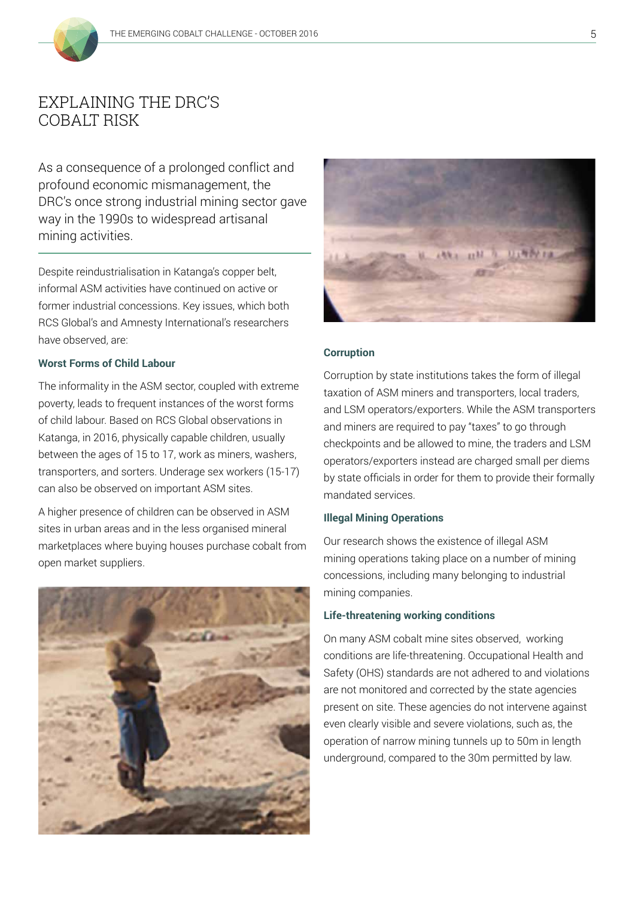# EXPLAINING THE DRC'S COBALT RISK

As a consequence of a prolonged conflict and profound economic mismanagement, the DRC's once strong industrial mining sector gave way in the 1990s to widespread artisanal mining activities.

Despite reindustrialisation in Katanga's copper belt, informal ASM activities have continued on active or former industrial concessions. Key issues, which both RCS Global's and Amnesty International's researchers have observed, are:

### Worst Forms of Child Labour

The informality in the ASM sector, coupled with extreme poverty, leads to frequent instances of the worst forms of child labour. Based on RCS Global observations in Katanga, in 2016, physically capable children, usually between the ages of 15 to 17, work as miners, washers, transporters, and sorters. Underage sex workers (15-17) can also be observed on important ASM sites.

A higher presence of children can be observed in ASM sites in urban areas and in the less organised mineral marketplaces where buying houses purchase cobalt from open market suppliers.

### Corruption

Corruption by state institutions takes the form of illegal taxation of ASM miners and transporters, local traders, and LSM operators/exporters. While the ASM transporters and miners are required to pay "taxes" to go through checkpoints and be allowed to mine, the traders and LSM operators/exporters instead are charged small per diems by state officials in order for them to provide their formally mandated services.

### Illegal Mining Operations

Our research shows the existence of illegal ASM mining operations taking place on a number of mining concessions, including many belonging to industrial mining companies.

### Life-threatening working conditions

On many ASM cobalt mine sites observed, working conditions are life-threatening. Occupational Health and Safety (OHS) standards are not adhered to and violations are not monitored and corrected by the state agencies present on site. These agencies do not intervene against even clearly visible and severe violations, such as, the operation of narrow mining tunnels up to 50m in length underground, compared to the 30m permitted by law.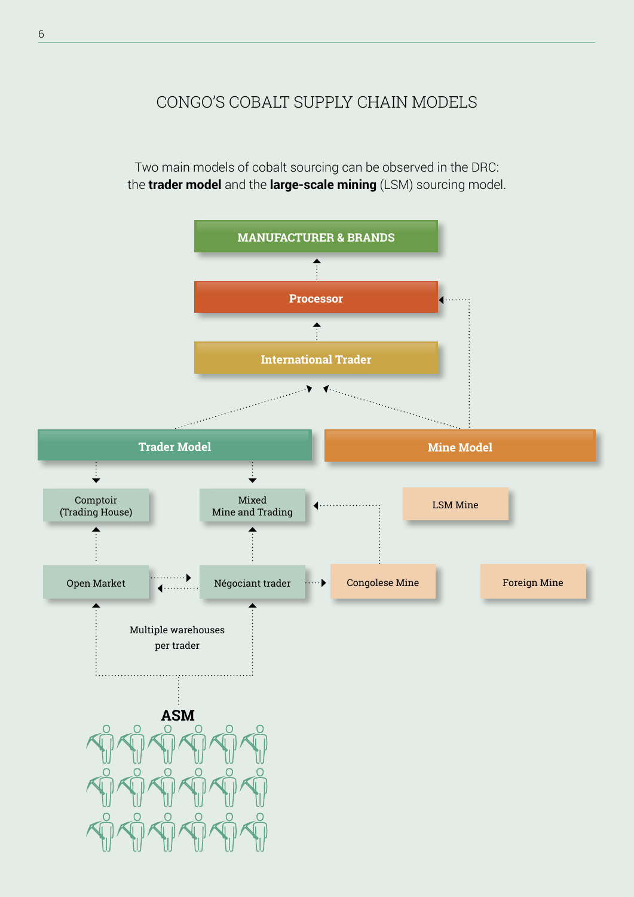# CONGO'S COBALT SUPPLY CHAIN MODELS

Two main models of cobalt sourcing can be observed in the DRC: the **trader model** and the **large-scale mining** (LSM) sourcing model.

MANUFACTURER & BRANDS

Processor

International Trader

Trader Model

Mine Model

Comptoir (Trading House)

Mixed Mine and Trading

LSM Mine

Open Market

Négociant trader

Congolese Mine

Foreign Mine

Multiple warehouses per trader

ASM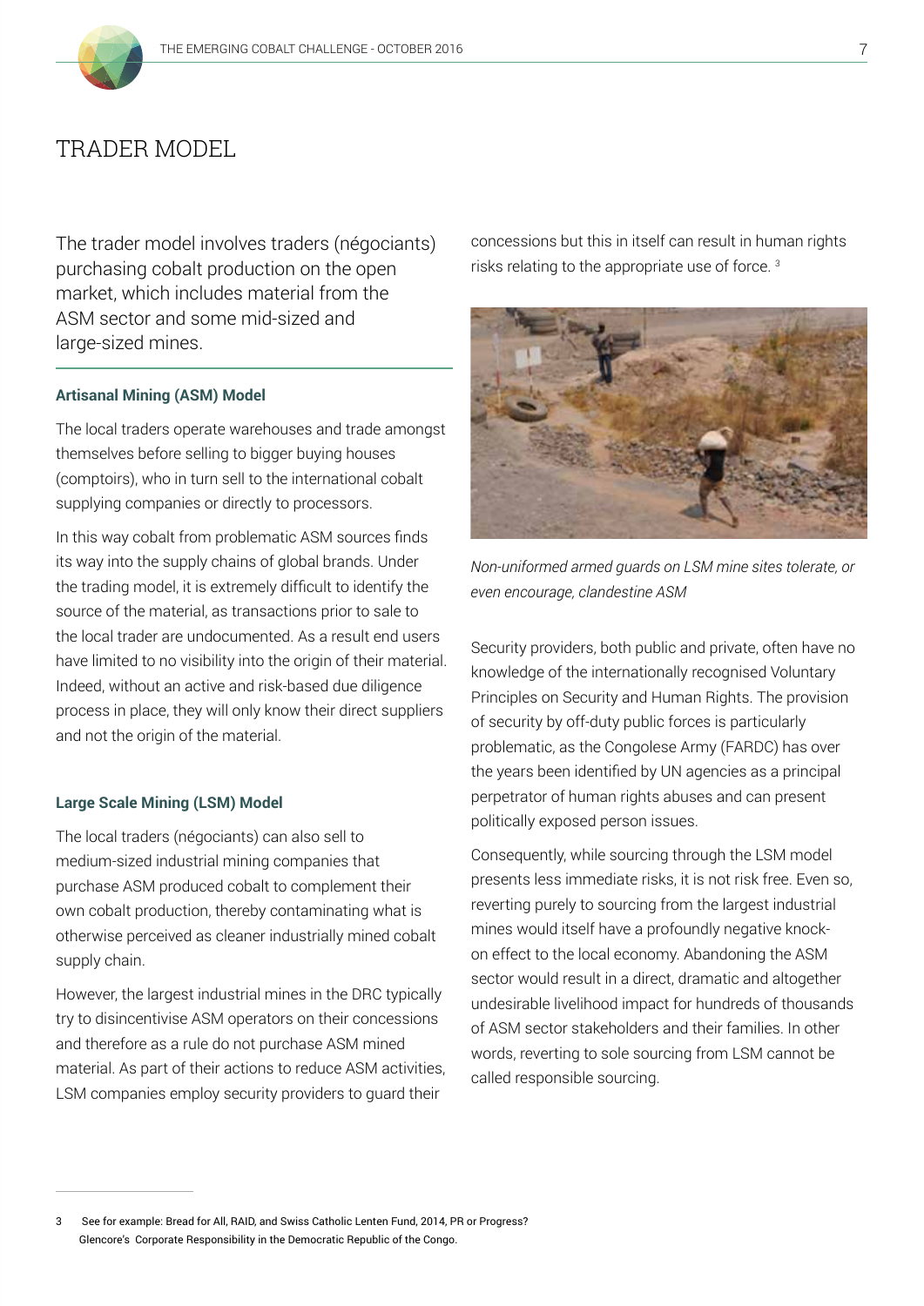# TRADER MODEL

The trader model involves traders (négociants) purchasing cobalt production on the open market, which includes material from the ASM sector and some mid-sized and large-sized mines.

### Artisanal Mining (ASM) Model

The local traders operate warehouses and trade amongst themselves before selling to bigger buying houses (comptoirs), who in turn sell to the international cobalt supplying companies or directly to processors.

In this way cobalt from problematic ASM sources finds its way into the supply chains of global brands. Under the trading model, it is extremely difficult to identify the source of the material, as transactions prior to sale to the local trader are undocumented. As a result end users have limited to no visibility into the origin of their material. Indeed, without an active and risk-based due diligence process in place, they will only know their direct suppliers and not the origin of the material.

### Large Scale Mining (LSM) Model

The local traders (négociants) can also sell to medium-sized industrial mining companies that purchase ASM produced cobalt to complement their own cobalt production, thereby contaminating what is otherwise perceived as cleaner industrially mined cobalt supply chain.

However, the largest industrial mines in the DRC typically try to disincentivise ASM operators on their concessions and therefore as a rule do not purchase ASM mined material. As part of their actions to reduce ASM activities, LSM companies employ security providers to guard their concessions but this in itself can result in human rights risks relating to the appropriate use of force. [3]

*Non-uniformed armed guards on LSM mine sites tolerate, or even encourage, clandestine ASM*

Security providers, both public and private, often have no knowledge of the internationally recognised Voluntary Principles on Security and Human Rights. The provision of security by off-duty public forces is particularly problematic, as the Congolese Army (FARDC) has over the years been identified by UN agencies as a principal perpetrator of human rights abuses and can present politically exposed person issues.

Consequently, while sourcing through the LSM model presents less immediate risks, it is not risk free. Even so, reverting purely to sourcing from the largest industrial mines would itself have a profoundly negative knock-on effect to the local economy. Abandoning the ASM sector would result in a direct, dramatic and altogether undesirable livelihood impact for hundreds of thousands of ASM sector stakeholders and their families. In other words, reverting to sole sourcing from LSM cannot be called responsible sourcing.

---

3 See for example: Bread for All, RAID, and Swiss Catholic Lenten Fund, 2014, PR or Progress? Glencore's Corporate Responsibility in the Democratic Republic of the Congo.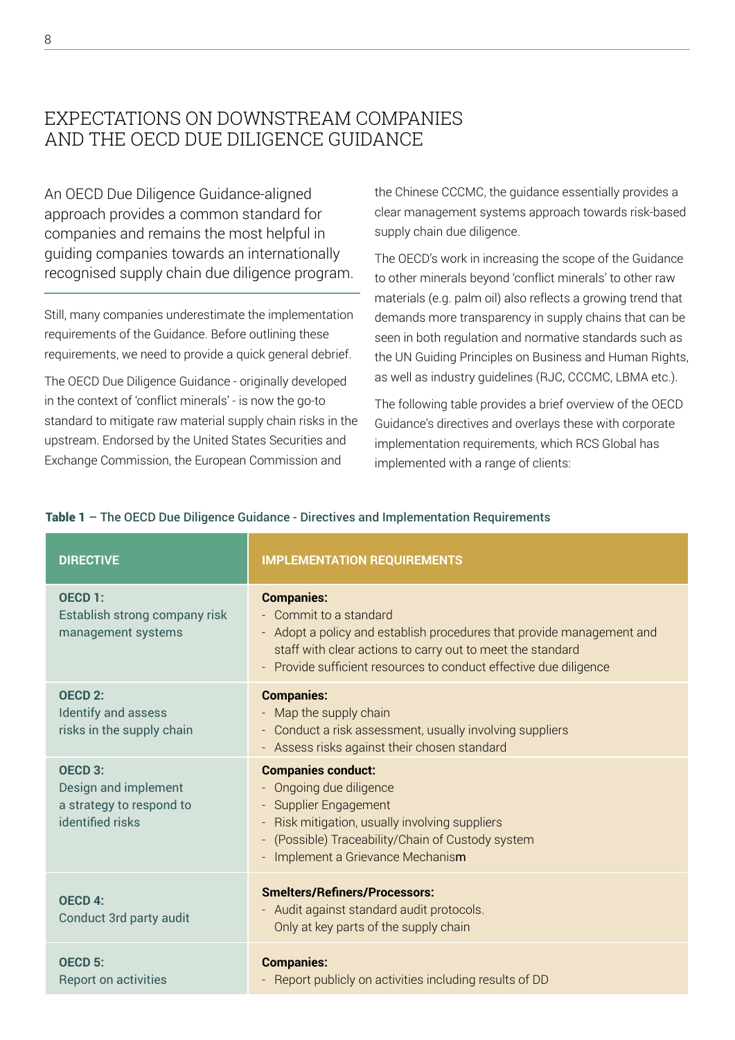## EXPECTATIONS ON DOWNSTREAM COMPANIES AND THE OECD DUE DILIGENCE GUIDANCE

An OECD Due Diligence Guidance-aligned approach provides a common standard for companies and remains the most helpful in guiding companies towards an internationally recognised supply chain due diligence program.

Still, many companies underestimate the implementation requirements of the Guidance. Before outlining these requirements, we need to provide a quick general debrief.

The OECD Due Diligence Guidance - originally developed in the context of 'conflict minerals' - is now the go-to standard to mitigate raw material supply chain risks in the upstream. Endorsed by the United States Securities and Exchange Commission, the European Commission and the Chinese CCCMC, the guidance essentially provides a clear management systems approach towards risk-based supply chain due diligence.

The OECD's work in increasing the scope of the Guidance to other minerals beyond 'conflict minerals' to other raw materials (e.g. palm oil) also reflects a growing trend that demands more transparency in supply chains that can be seen in both regulation and normative standards such as the UN Guiding Principles on Business and Human Rights, as well as industry guidelines (RJC, CCCMC, LBMA etc.).

The following table provides a brief overview of the OECD Guidance's directives and overlays these with corporate implementation requirements, which RCS Global has implemented with a range of clients:

**Table 1** – The OECD Due Diligence Guidance - Directives and Implementation Requirements

| DIRECTIVE | IMPLEMENTATION REQUIREMENTS |
|---|---|
| **OECD 1:** Establish strong company risk management systems | **Companies:**<br>- Commit to a standard<br>- Adopt a policy and establish procedures that provide management and staff with clear actions to carry out to meet the standard<br>- Provide sufficient resources to conduct effective due diligence |
| **OECD 2:** Identify and assess risks in the supply chain | **Companies:**<br>- Map the supply chain<br>- Conduct a risk assessment, usually involving suppliers<br>- Assess risks against their chosen standard |
| **OECD 3:** Design and implement a strategy to respond to identified risks | **Companies conduct:**<br>- Ongoing due diligence<br>- Supplier Engagement<br>- Risk mitigation, usually involving suppliers<br>- (Possible) Traceability/Chain of Custody system<br>- Implement a Grievance Mechanism |
| **OECD 4:** Conduct 3rd party audit | **Smelters/Refiners/Processors:**<br>- Audit against standard audit protocols. Only at key parts of the supply chain |
| **OECD 5:** Report on activities | **Companies:**<br>- Report publicly on activities including results of DD |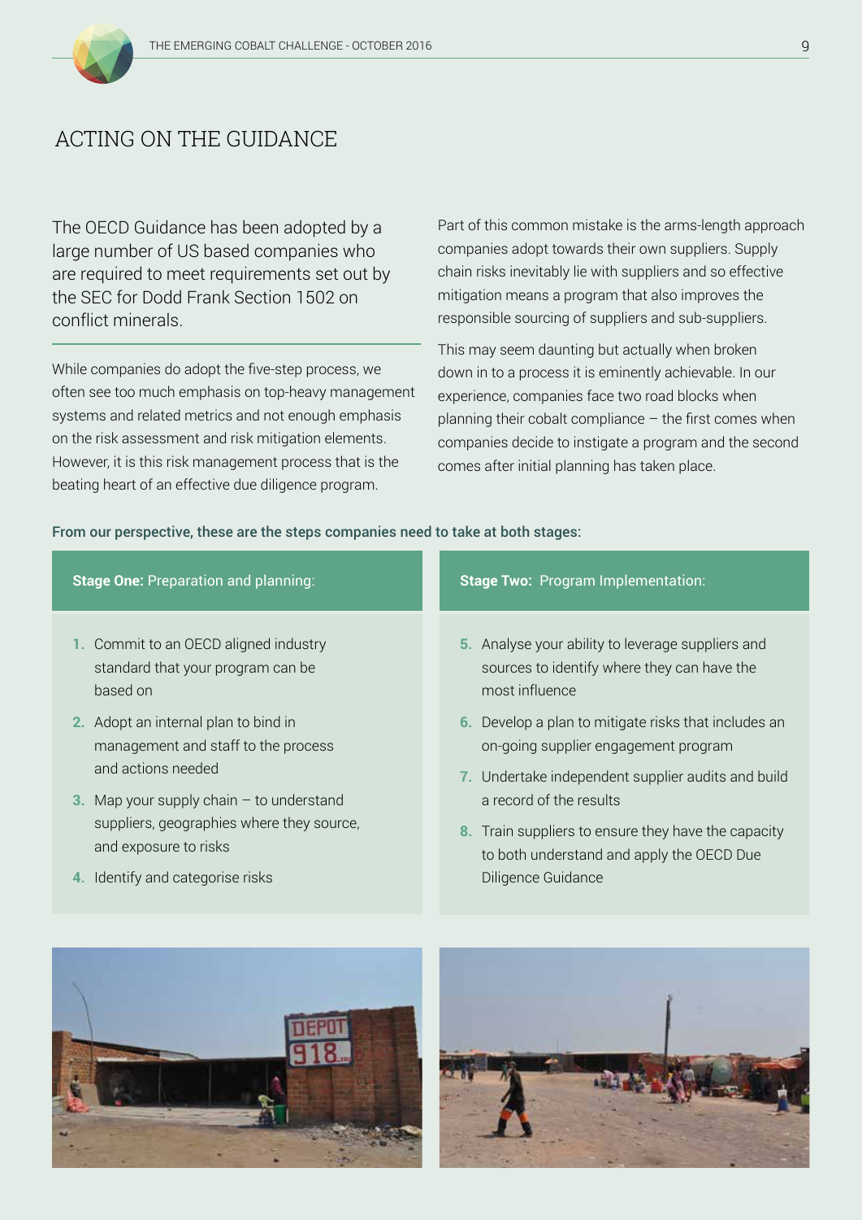# ACTING ON THE GUIDANCE

The OECD Guidance has been adopted by a large number of US based companies who are required to meet requirements set out by the SEC for Dodd Frank Section 1502 on conflict minerals.

While companies do adopt the five-step process, we often see too much emphasis on top-heavy management systems and related metrics and not enough emphasis on the risk assessment and risk mitigation elements. However, it is this risk management process that is the beating heart of an effective due diligence program.

Part of this common mistake is the arms-length approach companies adopt towards their own suppliers. Supply chain risks inevitably lie with suppliers and so effective mitigation means a program that also improves the responsible sourcing of suppliers and sub-suppliers.

This may seem daunting but actually when broken down in to a process it is eminently achievable. In our experience, companies face two road blocks when planning their cobalt compliance – the first comes when companies decide to instigate a program and the second comes after initial planning has taken place.

**From our perspective, these are the steps companies need to take at both stages:**

**Stage One:** Preparation and planning:

1. Commit to an OECD aligned industry standard that your program can be based on
2. Adopt an internal plan to bind in management and staff to the process and actions needed
3. Map your supply chain – to understand suppliers, geographies where they source, and exposure to risks
4. Identify and categorise risks

**Stage Two:** Program Implementation:

5. Analyse your ability to leverage suppliers and sources to identify where they can have the most influence
6. Develop a plan to mitigate risks that includes an on-going supplier engagement program
7. Undertake independent supplier audits and build a record of the results
8. Train suppliers to ensure they have the capacity to both understand and apply the OECD Due Diligence Guidance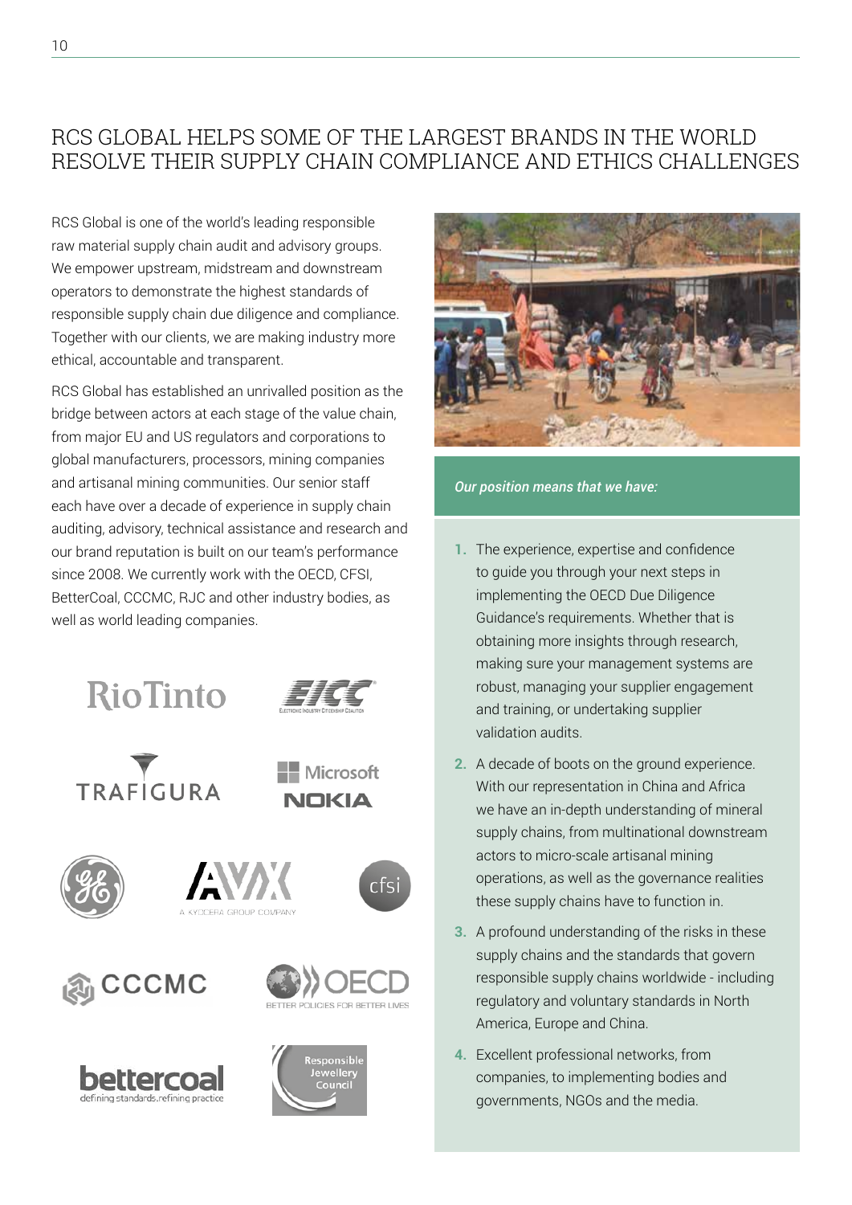# RCS GLOBAL HELPS SOME OF THE LARGEST BRANDS IN THE WORLD RESOLVE THEIR SUPPLY CHAIN COMPLIANCE AND ETHICS CHALLENGES

RCS Global is one of the world's leading responsible raw material supply chain audit and advisory groups. We empower upstream, midstream and downstream operators to demonstrate the highest standards of responsible supply chain due diligence and compliance. Together with our clients, we are making industry more ethical, accountable and transparent.

RCS Global has established an unrivalled position as the bridge between actors at each stage of the value chain, from major EU and US regulators and corporations to global manufacturers, processors, mining companies and artisanal mining communities. Our senior staff each have over a decade of experience in supply chain auditing, advisory, technical assistance and research and our brand reputation is built on our team's performance since 2008. We currently work with the OECD, CFSI, BetterCoal, CCCMC, RJC and other industry bodies, as well as world leading companies.

*Our position means that we have:*

1. The experience, expertise and confidence to guide you through your next steps in implementing the OECD Due Diligence Guidance's requirements. Whether that is obtaining more insights through research, making sure your management systems are robust, managing your supplier engagement and training, or undertaking supplier validation audits.
2. A decade of boots on the ground experience. With our representation in China and Africa we have an in-depth understanding of mineral supply chains, from multinational downstream actors to micro-scale artisanal mining operations, as well as the governance realities these supply chains have to function in.
3. A profound understanding of the risks in these supply chains and the standards that govern responsible supply chains worldwide - including regulatory and voluntary standards in North America, Europe and China.
4. Excellent professional networks, from companies, to implementing bodies and governments, NGOs and the media.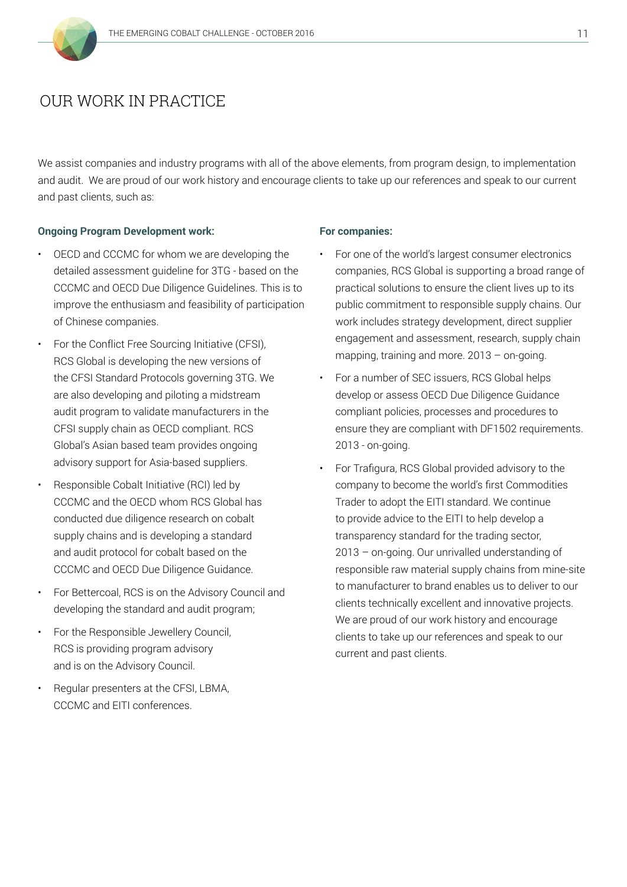# OUR WORK IN PRACTICE

We assist companies and industry programs with all of the above elements, from program design, to implementation and audit. We are proud of our work history and encourage clients to take up our references and speak to our current and past clients, such as:

**Ongoing Program Development work:**

- OECD and CCCMC for whom we are developing the detailed assessment guideline for 3TG - based on the CCCMC and OECD Due Diligence Guidelines. This is to improve the enthusiasm and feasibility of participation of Chinese companies.
- For the Conflict Free Sourcing Initiative (CFSI), RCS Global is developing the new versions of the CFSI Standard Protocols governing 3TG. We are also developing and piloting a midstream audit program to validate manufacturers in the CFSI supply chain as OECD compliant. RCS Global's Asian based team provides ongoing advisory support for Asia-based suppliers.
- Responsible Cobalt Initiative (RCI) led by CCCMC and the OECD whom RCS Global has conducted due diligence research on cobalt supply chains and is developing a standard and audit protocol for cobalt based on the CCCMC and OECD Due Diligence Guidance.
- For Bettercoal, RCS is on the Advisory Council and developing the standard and audit program;
- For the Responsible Jewellery Council, RCS is providing program advisory and is on the Advisory Council.
- Regular presenters at the CFSI, LBMA, CCCMC and EITI conferences.

**For companies:**

- For one of the world's largest consumer electronics companies, RCS Global is supporting a broad range of practical solutions to ensure the client lives up to its public commitment to responsible supply chains. Our work includes strategy development, direct supplier engagement and assessment, research, supply chain mapping, training and more. 2013 – on-going.
- For a number of SEC issuers, RCS Global helps develop or assess OECD Due Diligence Guidance compliant policies, processes and procedures to ensure they are compliant with DF1502 requirements. 2013 - on-going.
- For Trafigura, RCS Global provided advisory to the company to become the world's first Commodities Trader to adopt the EITI standard. We continue to provide advice to the EITI to help develop a transparency standard for the trading sector, 2013 – on-going. Our unrivalled understanding of responsible raw material supply chains from mine-site to manufacturer to brand enables us to deliver to our clients technically excellent and innovative projects. We are proud of our work history and encourage clients to take up our references and speak to our current and past clients.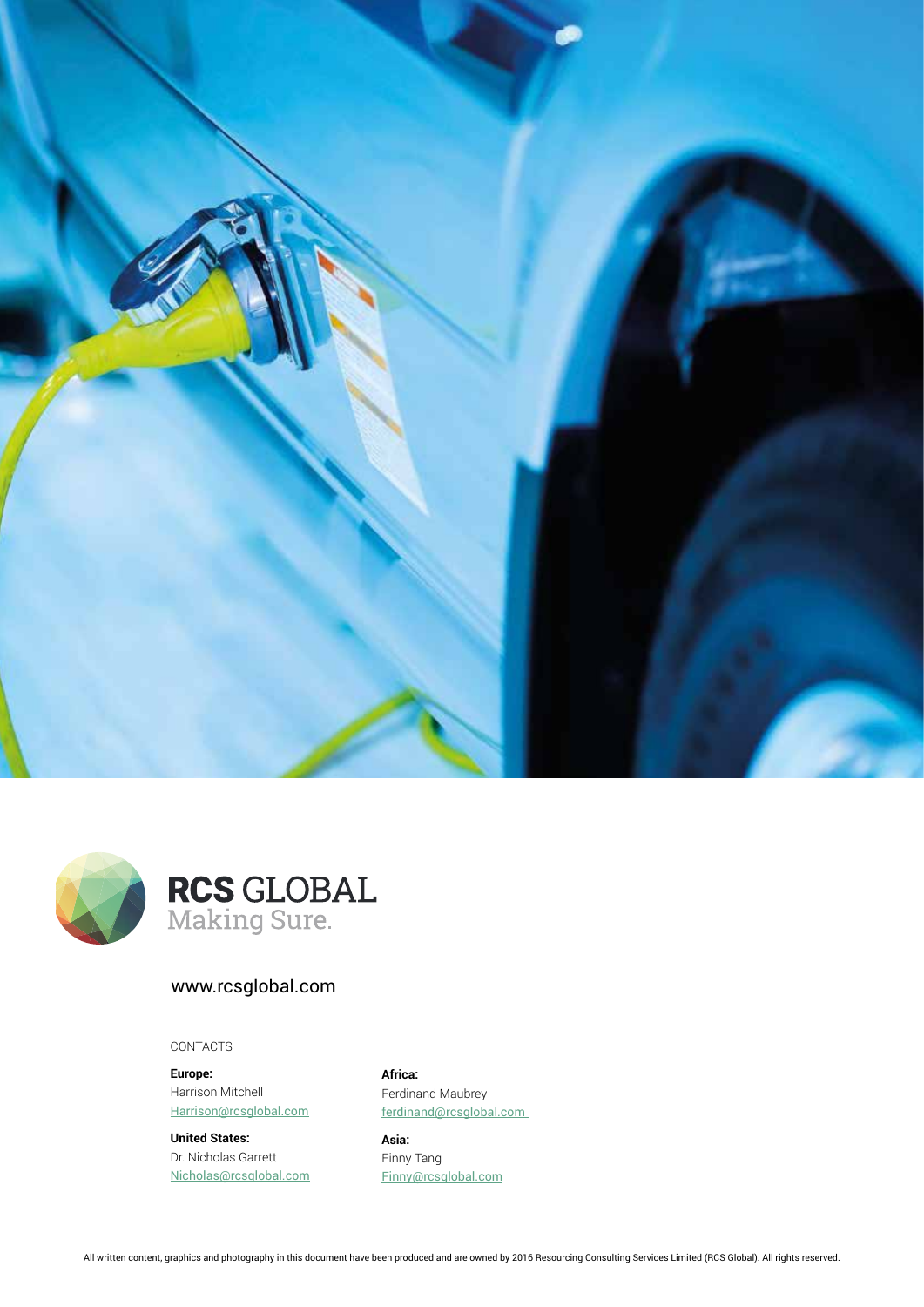**RCS** GLOBAL
Making Sure.

www.rcsglobal.com

CONTACTS

**Europe:**
Harrison Mitchell
Harrison@rcsglobal.com

**United States:**
Dr. Nicholas Garrett
Nicholas@rcsglobal.com

**Africa:**
Ferdinand Maubrey
ferdinand@rcsglobal.com

**Asia:**
Finny Tang
Finny@rcsglobal.com

All written content, graphics and photography in this document have been produced and are owned by 2016 Resourcing Consulting Services Limited (RCS Global). All rights reserved.